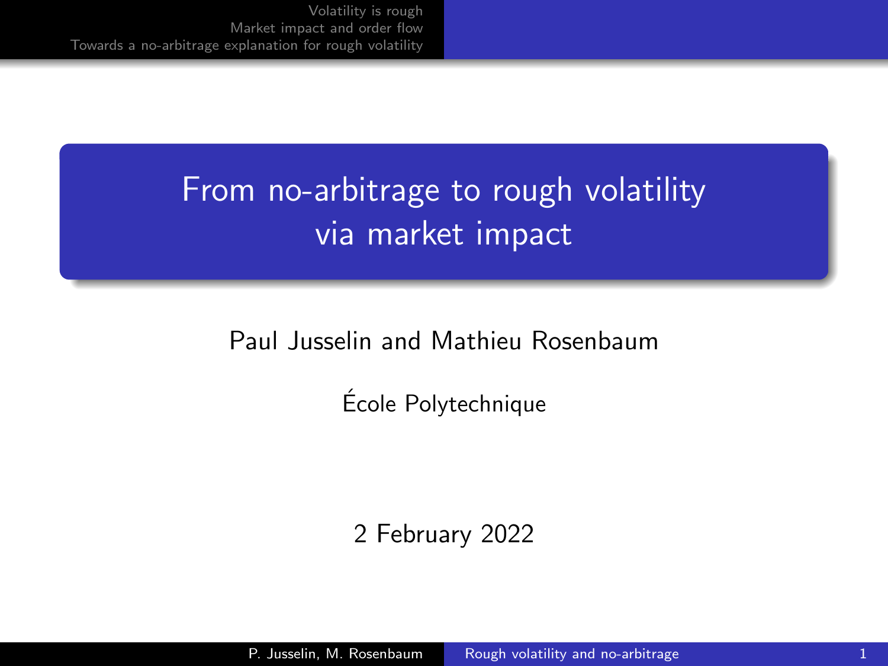# From no-arbitrage to rough volatility via market impact

Paul Jusselin and Mathieu Rosenbaum

École Polytechnique

2 February 2022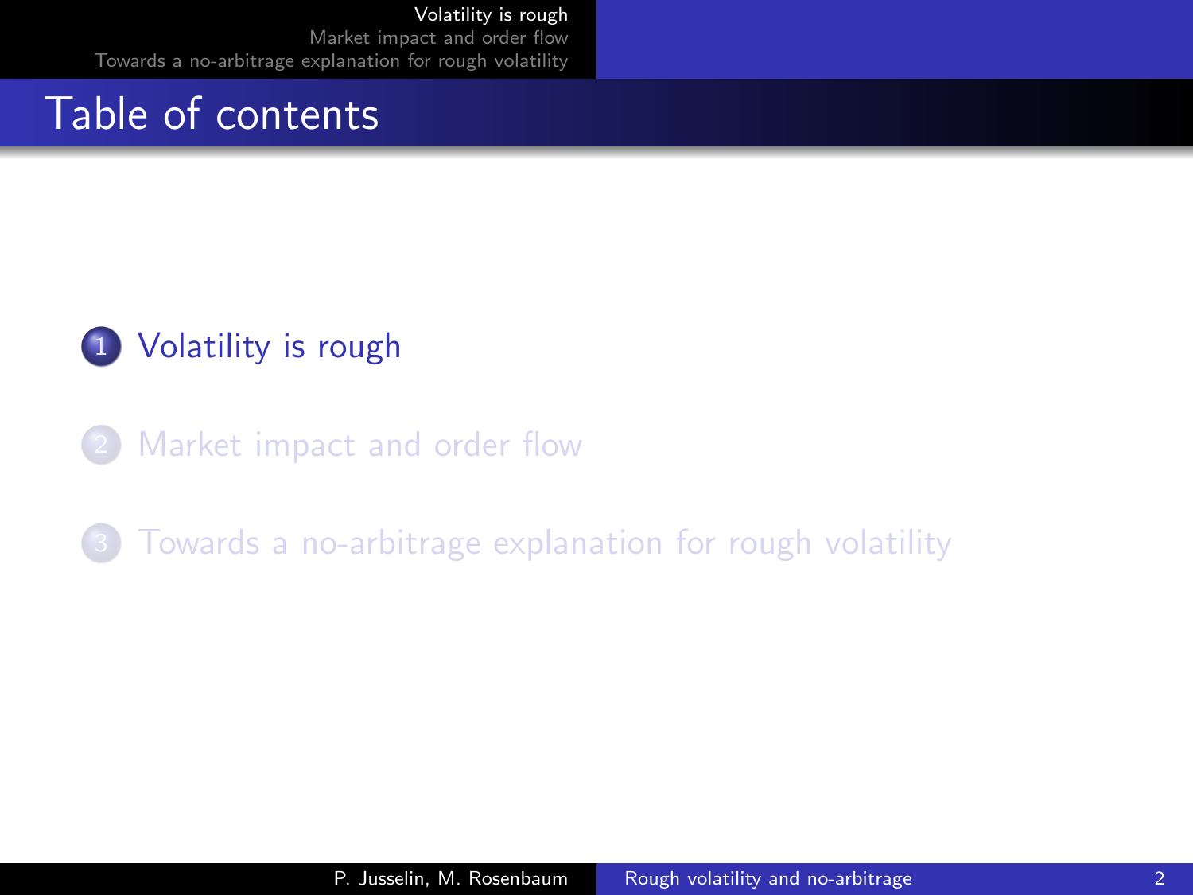# Table of contents

1. Volatility is rough
2. Market impact and order flow
3. Towards a no-arbitrage explanation for rough volatility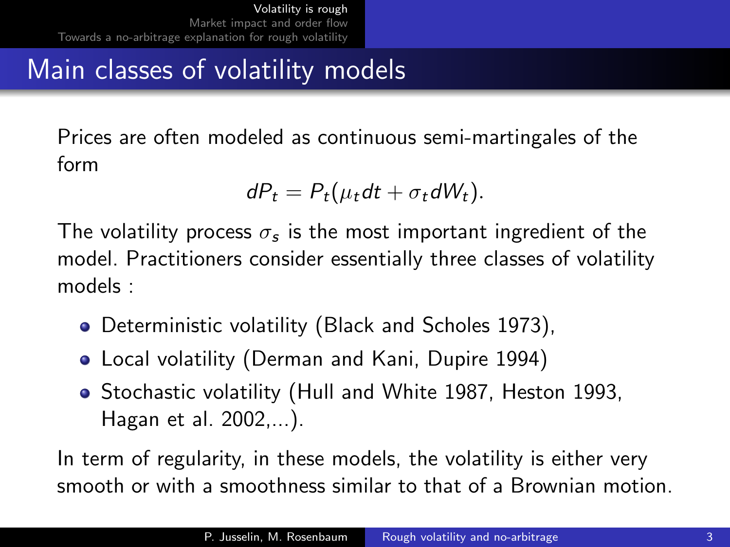# Main classes of volatility models

Prices are often modeled as continuous semi-martingales of the form

$$dP_t = P_t(\mu_t dt + \sigma_t dW_t).$$

The volatility process $\sigma_s$ is the most important ingredient of the model. Practitioners consider essentially three classes of volatility models :

- Deterministic volatility (Black and Scholes 1973),
- Local volatility (Derman and Kani, Dupire 1994)
- Stochastic volatility (Hull and White 1987, Heston 1993, Hagan et al. 2002,...).

In term of regularity, in these models, the volatility is either very smooth or with a smoothness similar to that of a Brownian motion.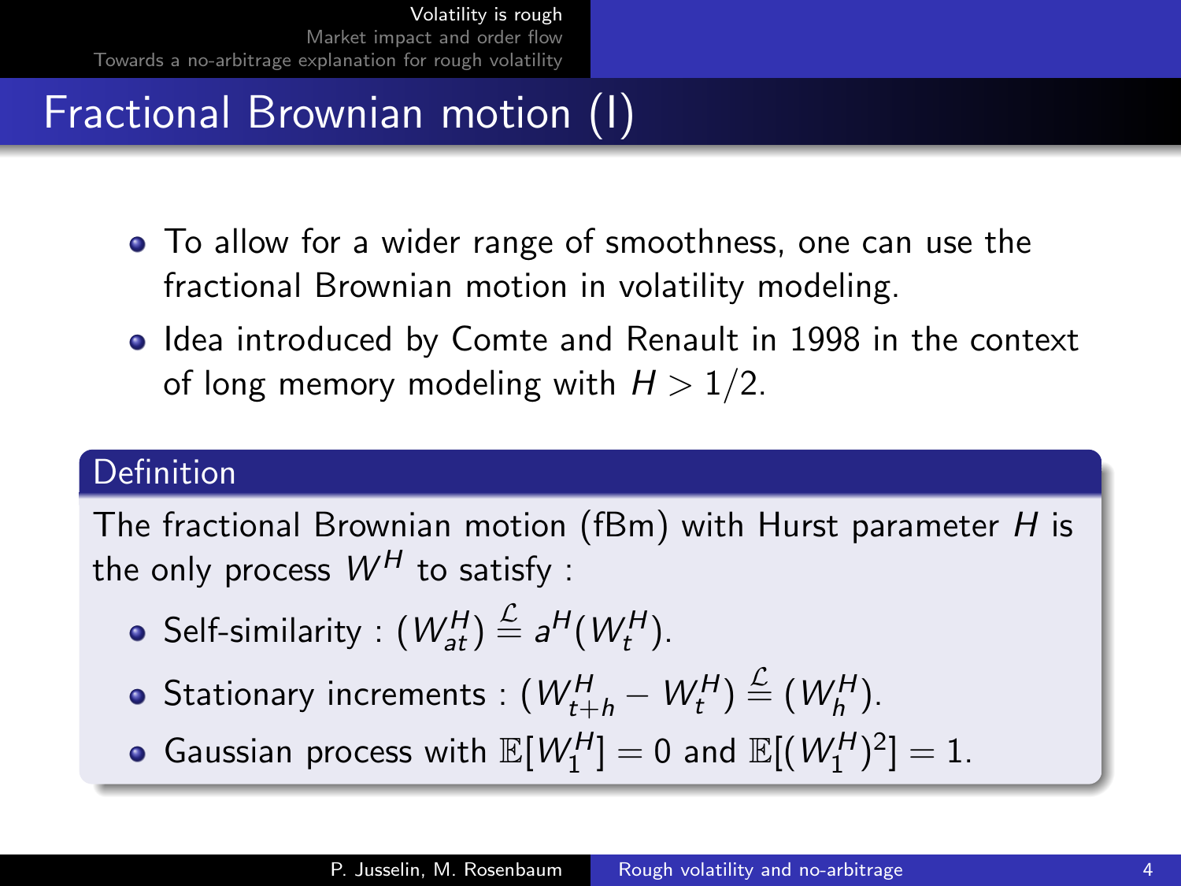# Fractional Brownian motion (I)

- To allow for a wider range of smoothness, one can use the fractional Brownian motion in volatility modeling.
- Idea introduced by Comte and Renault in 1998 in the context of long memory modeling with $H > 1/2$.

**Definition**

The fractional Brownian motion (fBm) with Hurst parameter $H$ is the only process $W^H$ to satisfy :

- Self-similarity : $(W^H_{at}) \overset{\mathcal{L}}{=} a^H (W^H_t)$.
- Stationary increments : $(W^H_{t+h} - W^H_t) \overset{\mathcal{L}}{=} (W^H_h)$.
- Gaussian process with $\mathbb{E}[W^H_1] = 0$ and $\mathbb{E}[(W^H_1)^2] = 1$.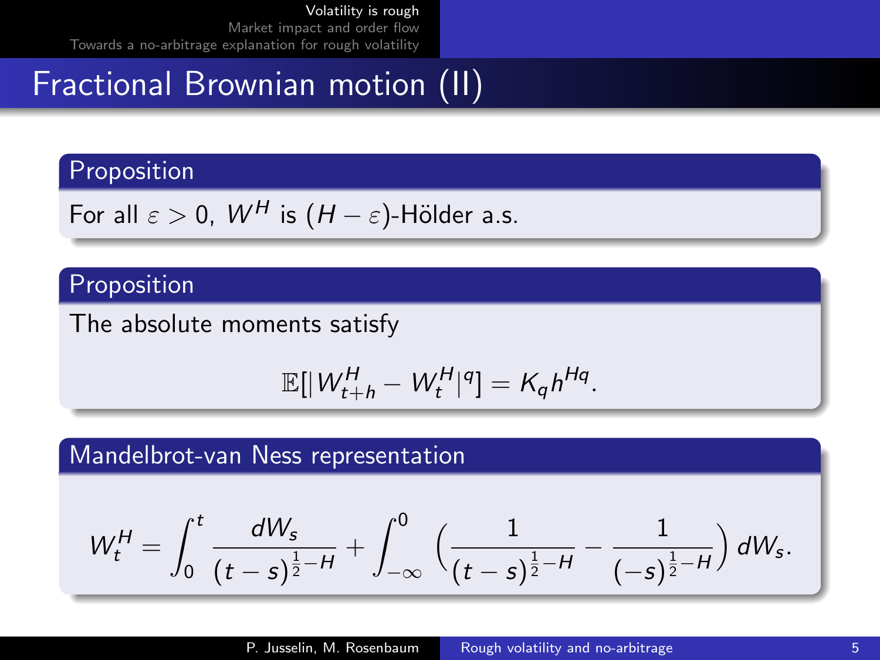# Fractional Brownian motion (II)

### Proposition

For all $\varepsilon > 0$, $W^H$ is $(H - \varepsilon)$-Hölder a.s.

### Proposition

The absolute moments satisfy

$$\mathbb{E}[|W^H_{t+h} - W^H_t|^q] = K_q h^{Hq}.$$

### Mandelbrot-van Ness representation

$$W^H_t = \int_0^t \frac{dW_s}{(t-s)^{\frac{1}{2}-H}} + \int_{-\infty}^0 \left( \frac{1}{(t-s)^{\frac{1}{2}-H}} - \frac{1}{(-s)^{\frac{1}{2}-H}} \right) dW_s.$$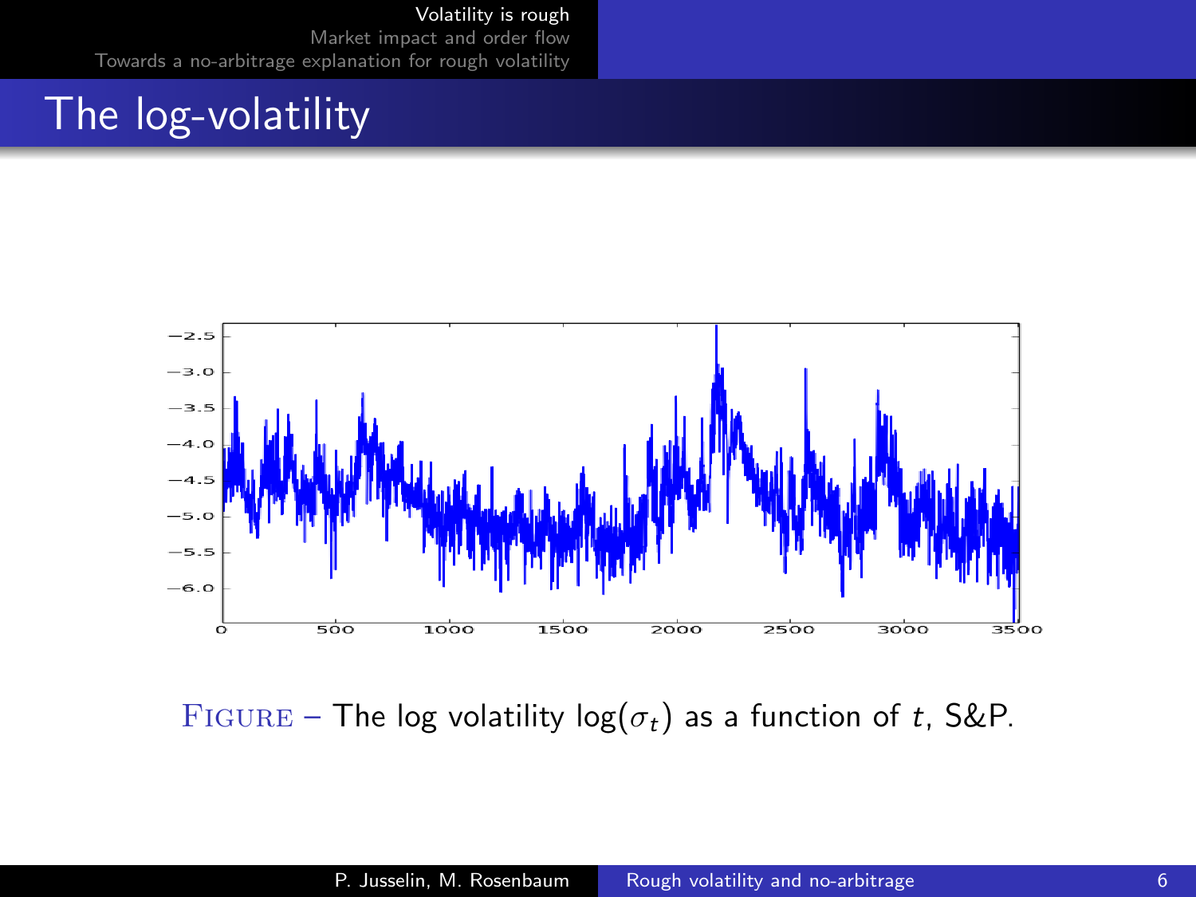# The log-volatility

FIGURE – The log volatility $\log(\sigma_t)$ as a function of $t$, S&P.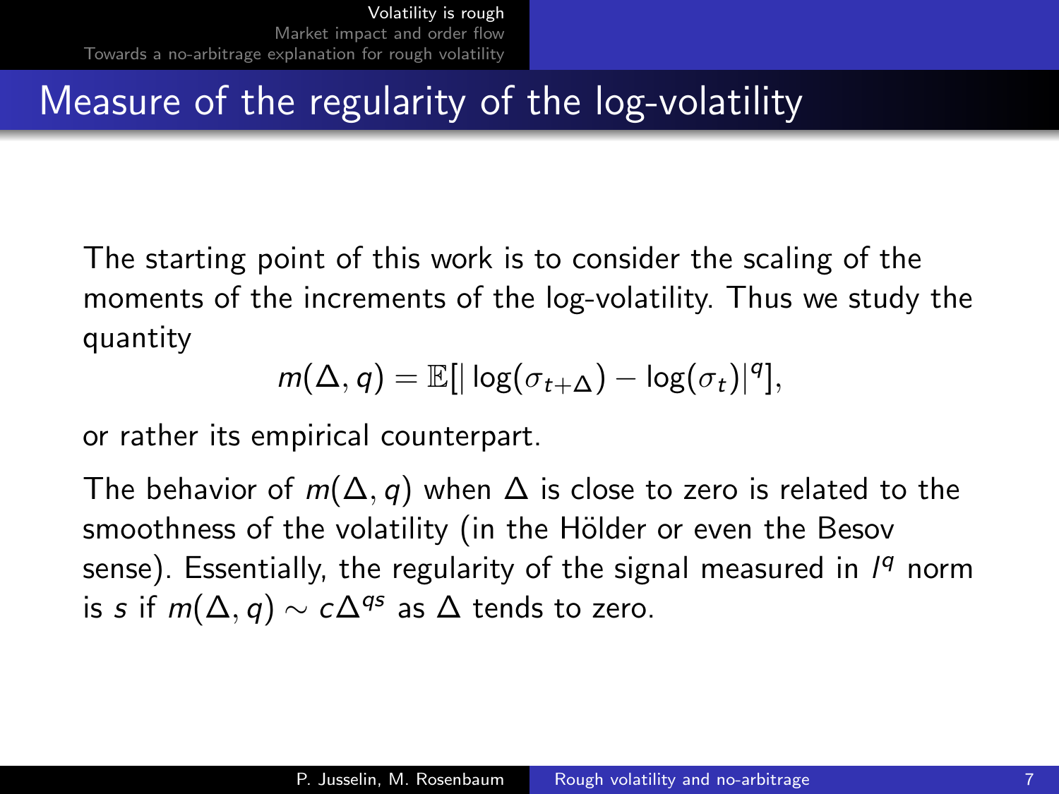# Measure of the regularity of the log-volatility

The starting point of this work is to consider the scaling of the moments of the increments of the log-volatility. Thus we study the quantity

$$m(\Delta, q) = \mathbb{E}[|\log(\sigma_{t+\Delta}) - \log(\sigma_t)|^q],$$

or rather its empirical counterpart.

The behavior of $m(\Delta, q)$ when $\Delta$ is close to zero is related to the smoothness of the volatility (in the Hölder or even the Besov sense). Essentially, the regularity of the signal measured in $l^q$ norm is $s$ if $m(\Delta, q) \sim c\Delta^{qs}$ as $\Delta$ tends to zero.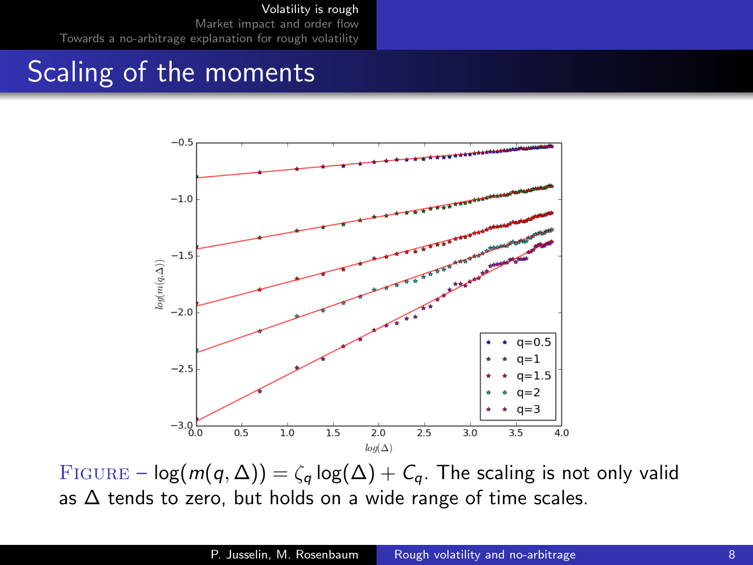# Scaling of the moments

FIGURE – $\log(m(q,\Delta)) = \zeta_q \log(\Delta) + C_q$. The scaling is not only valid as $\Delta$ tends to zero, but holds on a wide range of time scales.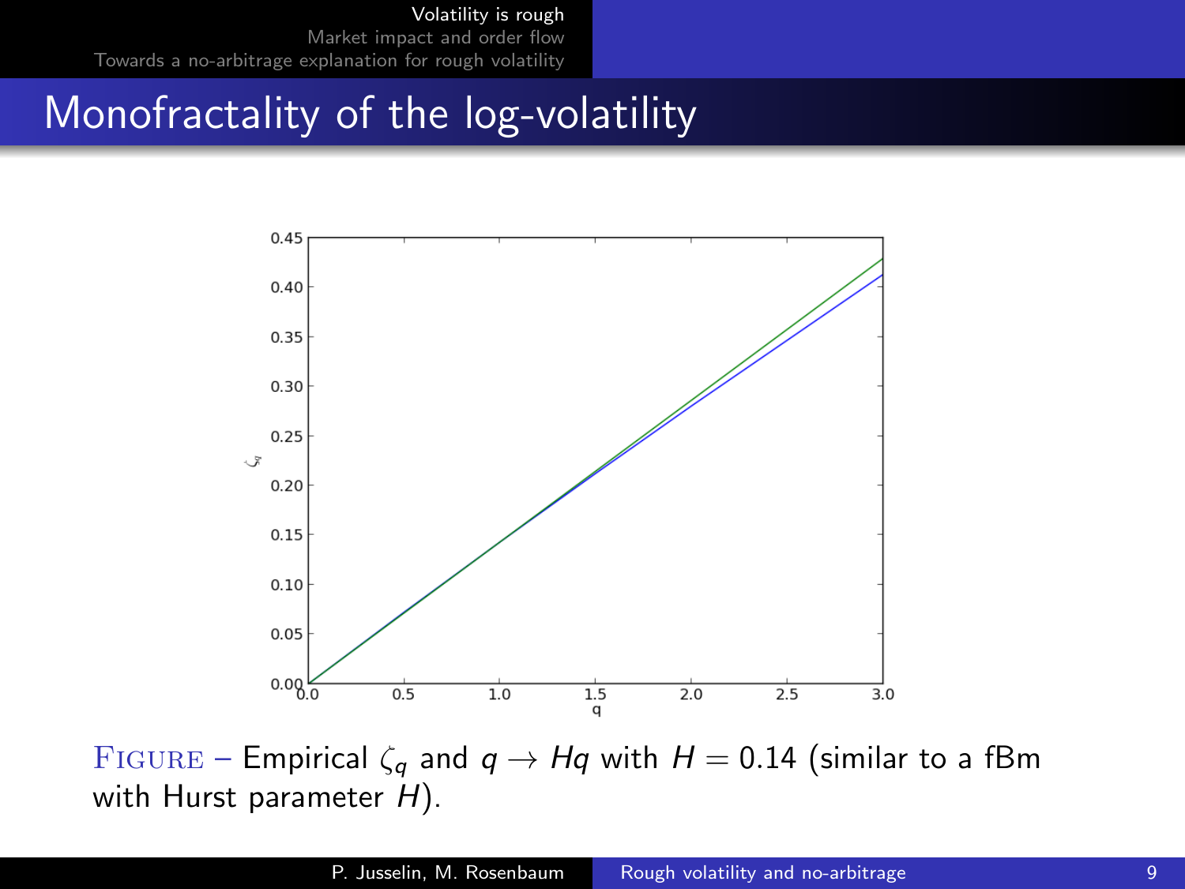# Monofractality of the log-volatility

FIGURE – Empirical $\zeta_q$ and $q \to Hq$ with $H = 0.14$ (similar to a fBm with Hurst parameter $H$).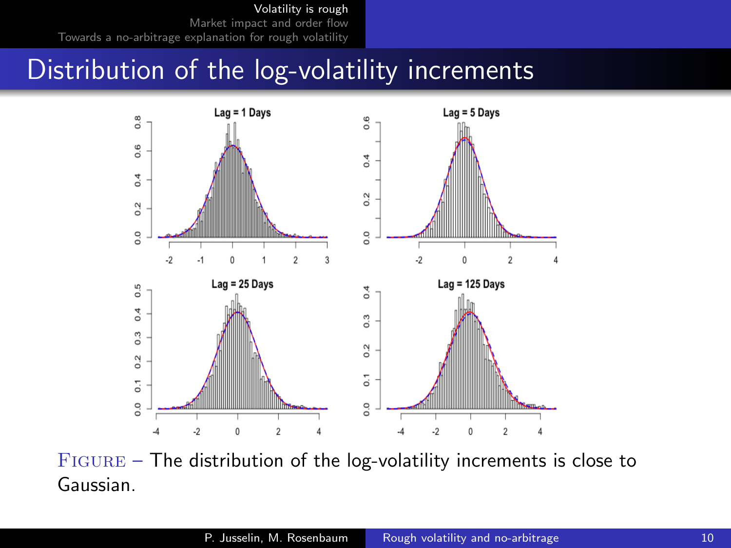# Distribution of the log-volatility increments

FIGURE – The distribution of the log-volatility increments is close to Gaussian.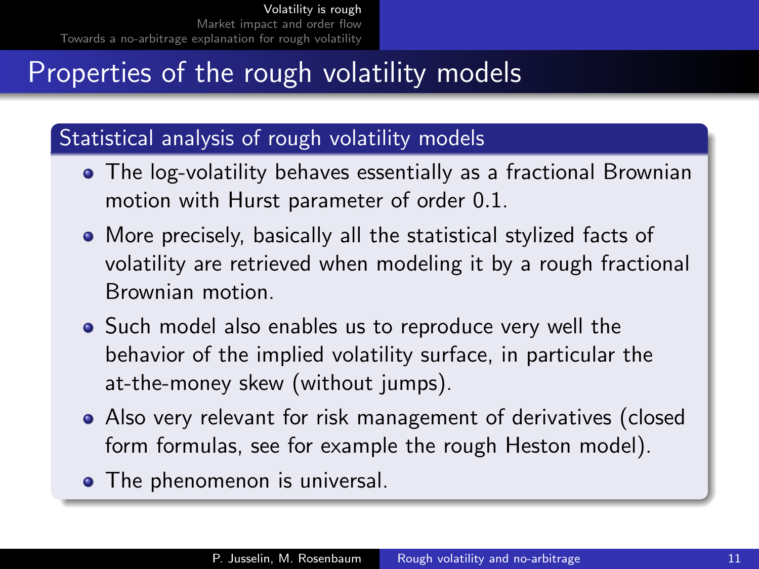# Properties of the rough volatility models

## Statistical analysis of rough volatility models

- The log-volatility behaves essentially as a fractional Brownian motion with Hurst parameter of order 0.1.
- More precisely, basically all the statistical stylized facts of volatility are retrieved when modeling it by a rough fractional Brownian motion.
- Such model also enables us to reproduce very well the behavior of the implied volatility surface, in particular the at-the-money skew (without jumps).
- Also very relevant for risk management of derivatives (closed form formulas, see for example the rough Heston model).
- The phenomenon is universal.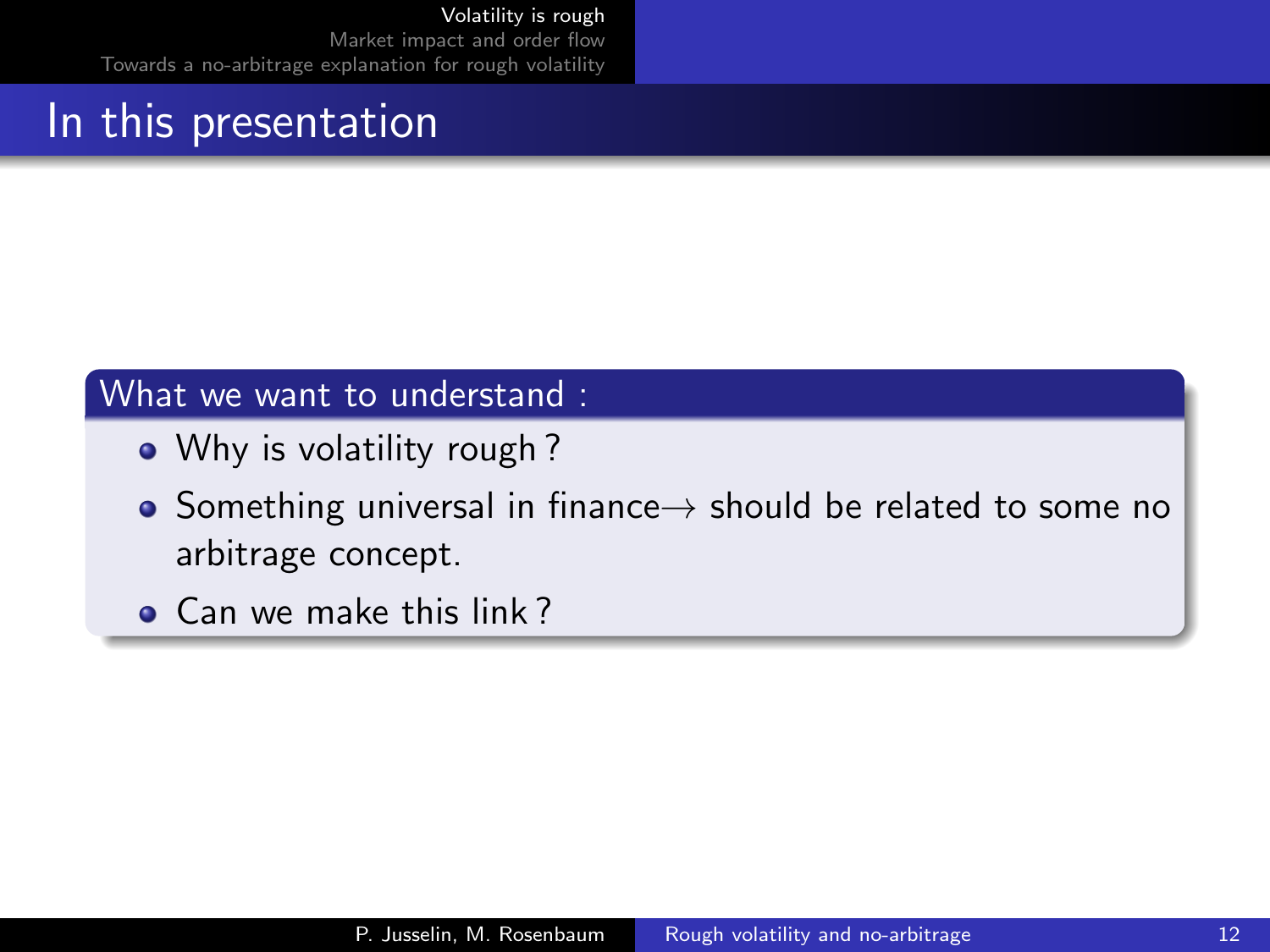# In this presentation

**What we want to understand :**

- Why is volatility rough ?
- Something universal in finance $\rightarrow$ should be related to some no arbitrage concept.
- Can we make this link ?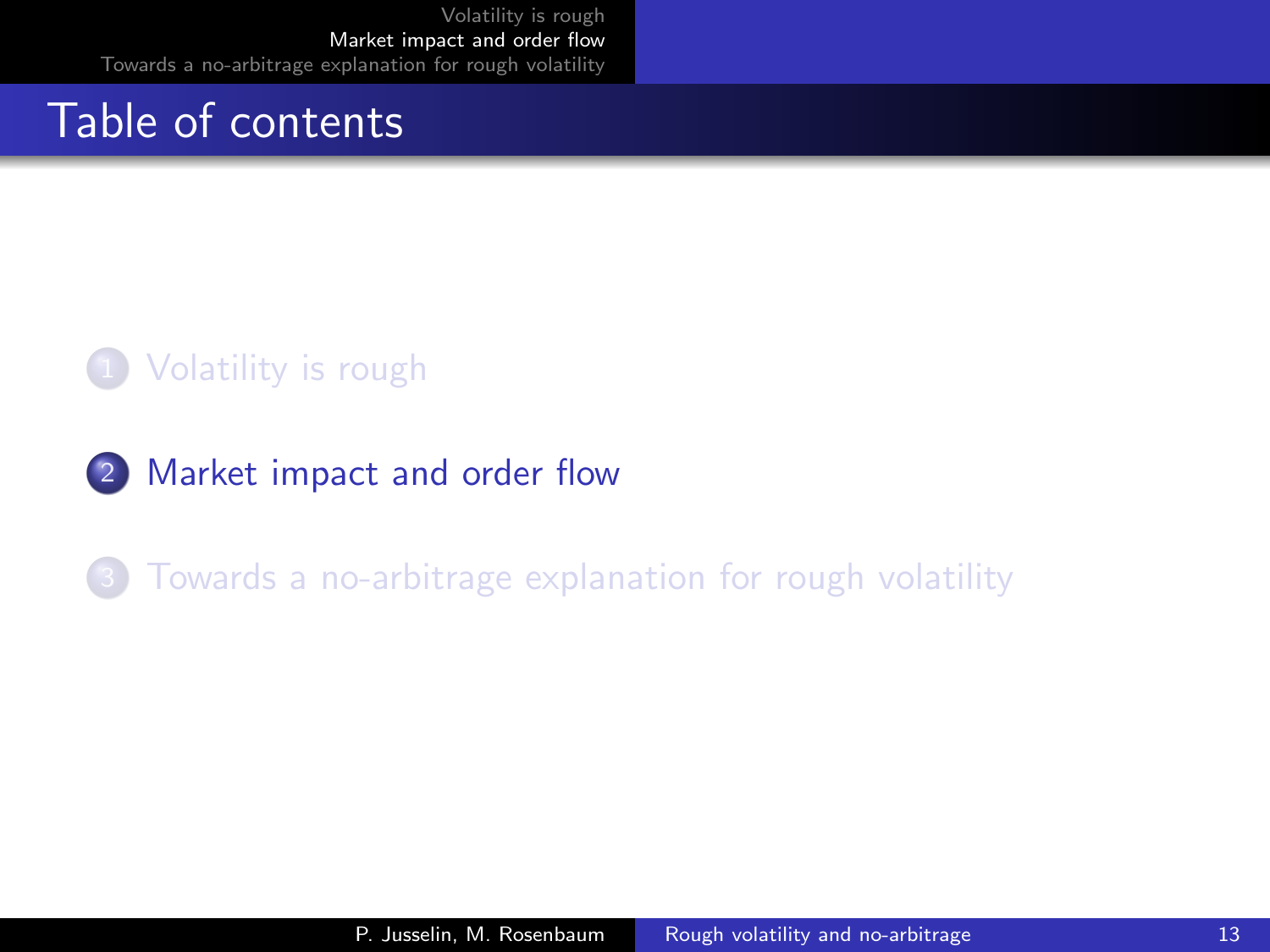# Table of contents

1. Volatility is rough
2. Market impact and order flow
3. Towards a no-arbitrage explanation for rough volatility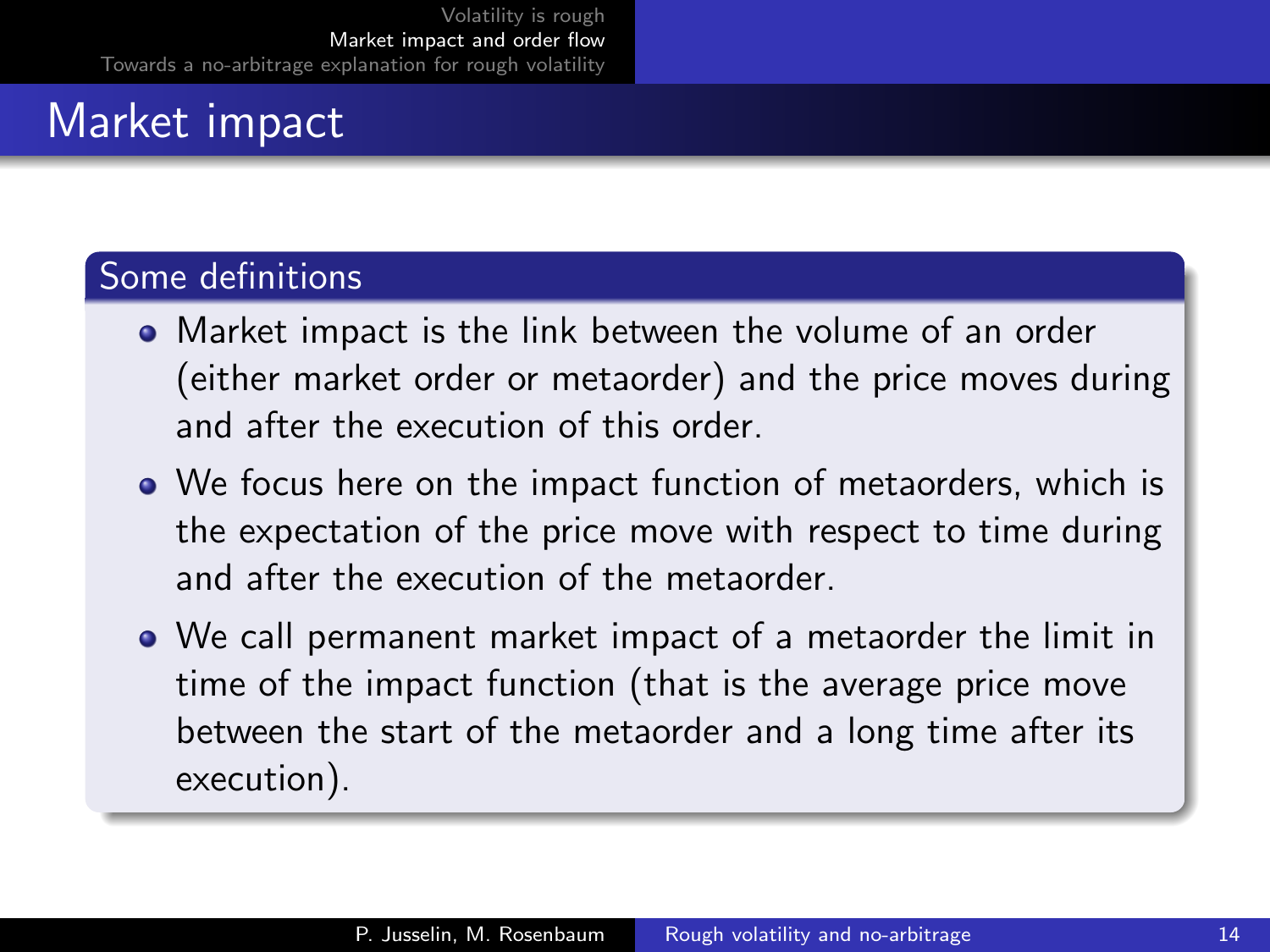# Market impact

## Some definitions

- Market impact is the link between the volume of an order (either market order or metaorder) and the price moves during and after the execution of this order.
- We focus here on the impact function of metaorders, which is the expectation of the price move with respect to time during and after the execution of the metaorder.
- We call permanent market impact of a metaorder the limit in time of the impact function (that is the average price move between the start of the metaorder and a long time after its execution).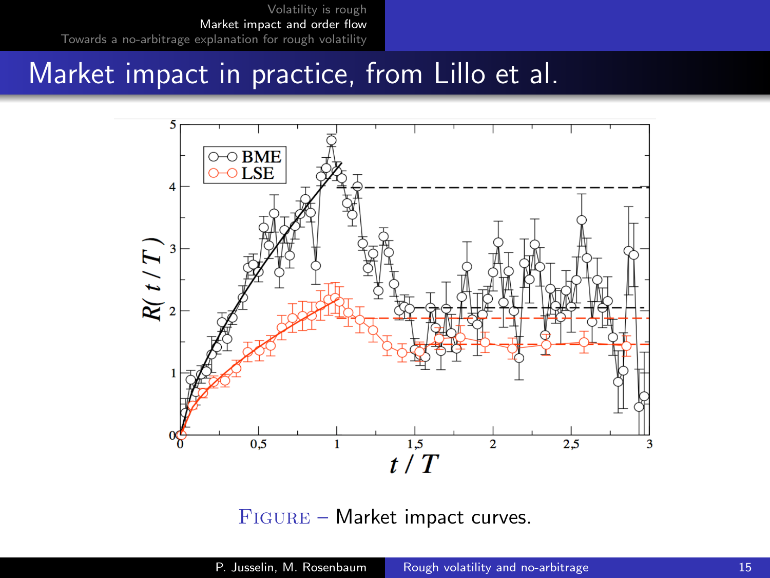# Market impact in practice, from Lillo et al.

Figure – Market impact curves.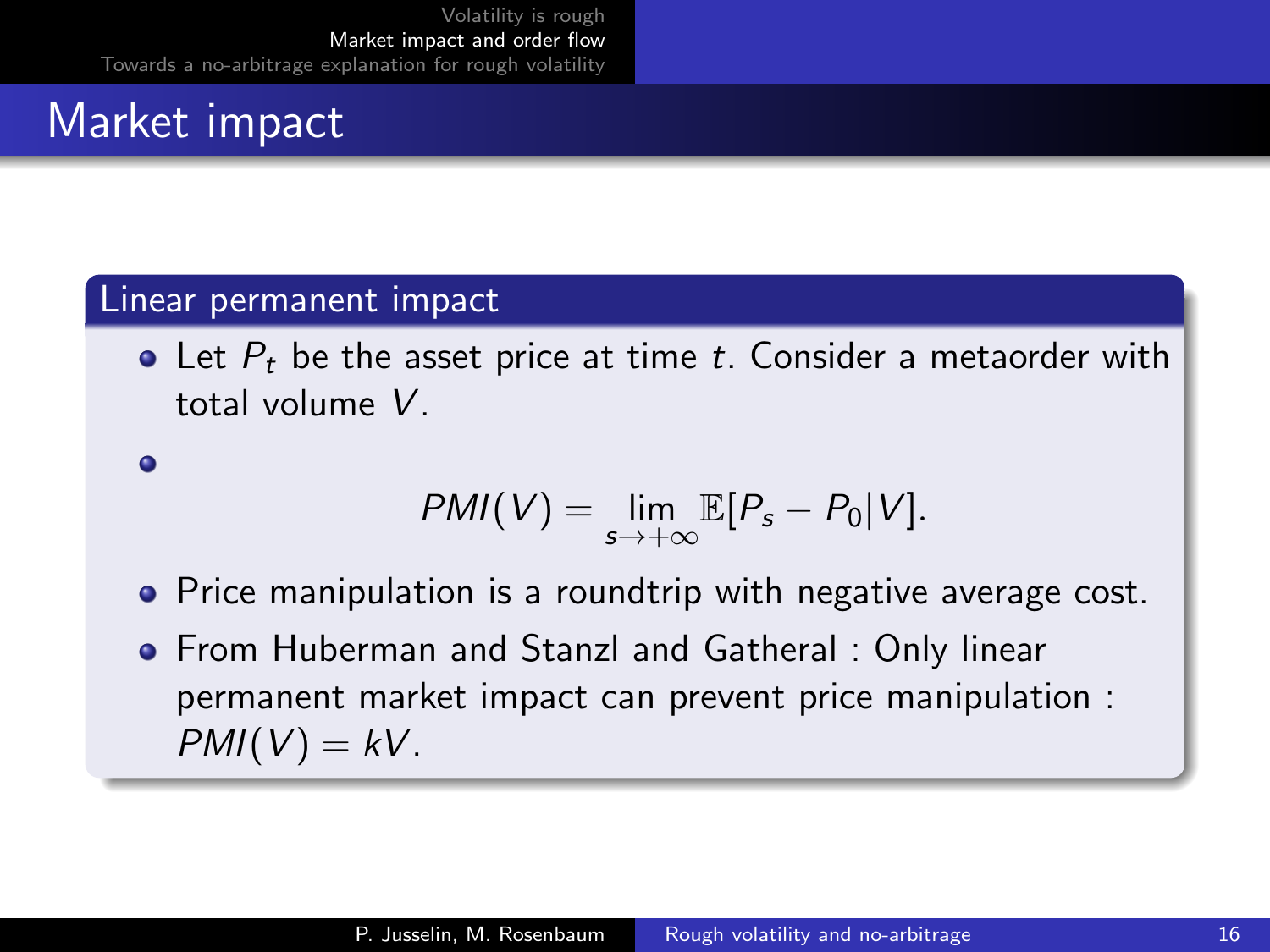# Market impact

### Linear permanent impact

- Let $P_t$ be the asset price at time $t$. Consider a metaorder with total volume $V$.
- $$PMI(V) = \lim_{s \to +\infty} \mathbb{E}[P_s - P_0 | V].$$
- Price manipulation is a roundtrip with negative average cost.
- From Huberman and Stanzl and Gatheral : Only linear permanent market impact can prevent price manipulation : $PMI(V) = kV$.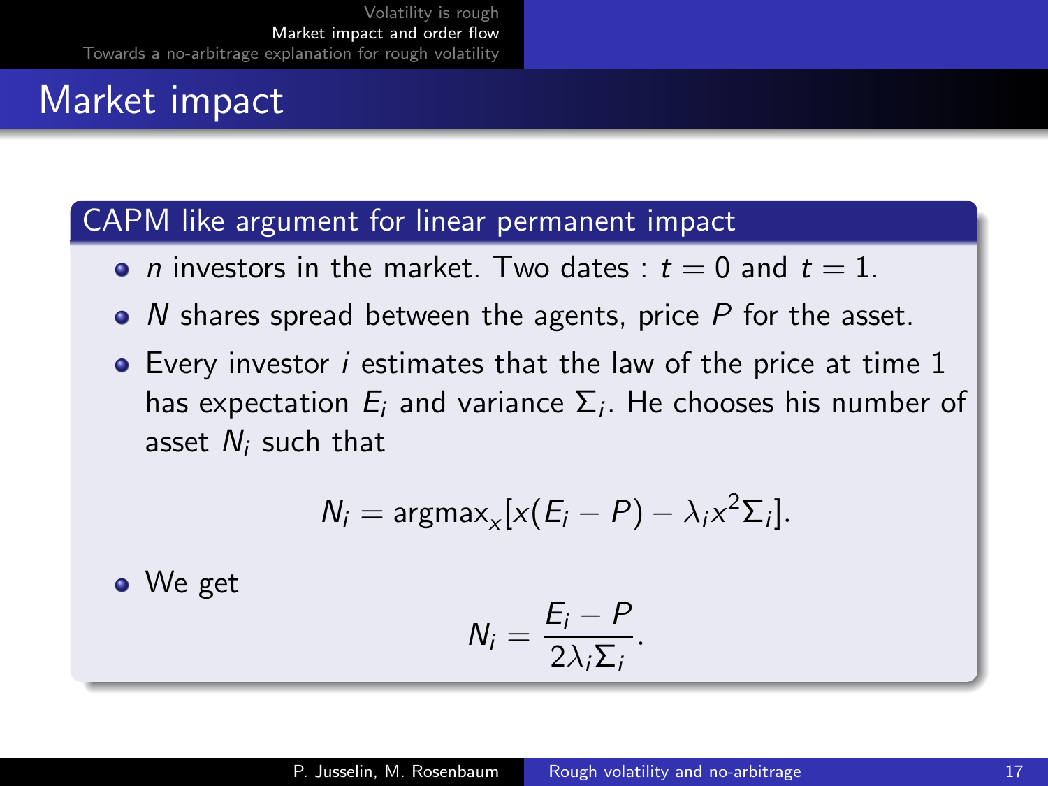# Market impact

## CAPM like argument for linear permanent impact

- $n$ investors in the market. Two dates : $t = 0$ and $t = 1$.
- $N$ shares spread between the agents, price $P$ for the asset.
- Every investor $i$ estimates that the law of the price at time 1 has expectation $E_i$ and variance $\Sigma_i$. He chooses his number of asset $N_i$ such that

$$N_i = \text{argmax}_x[x(E_i - P) - \lambda_i x^2 \Sigma_i].$$

- We get

$$N_i = \frac{E_i - P}{2\lambda_i \Sigma_i}.$$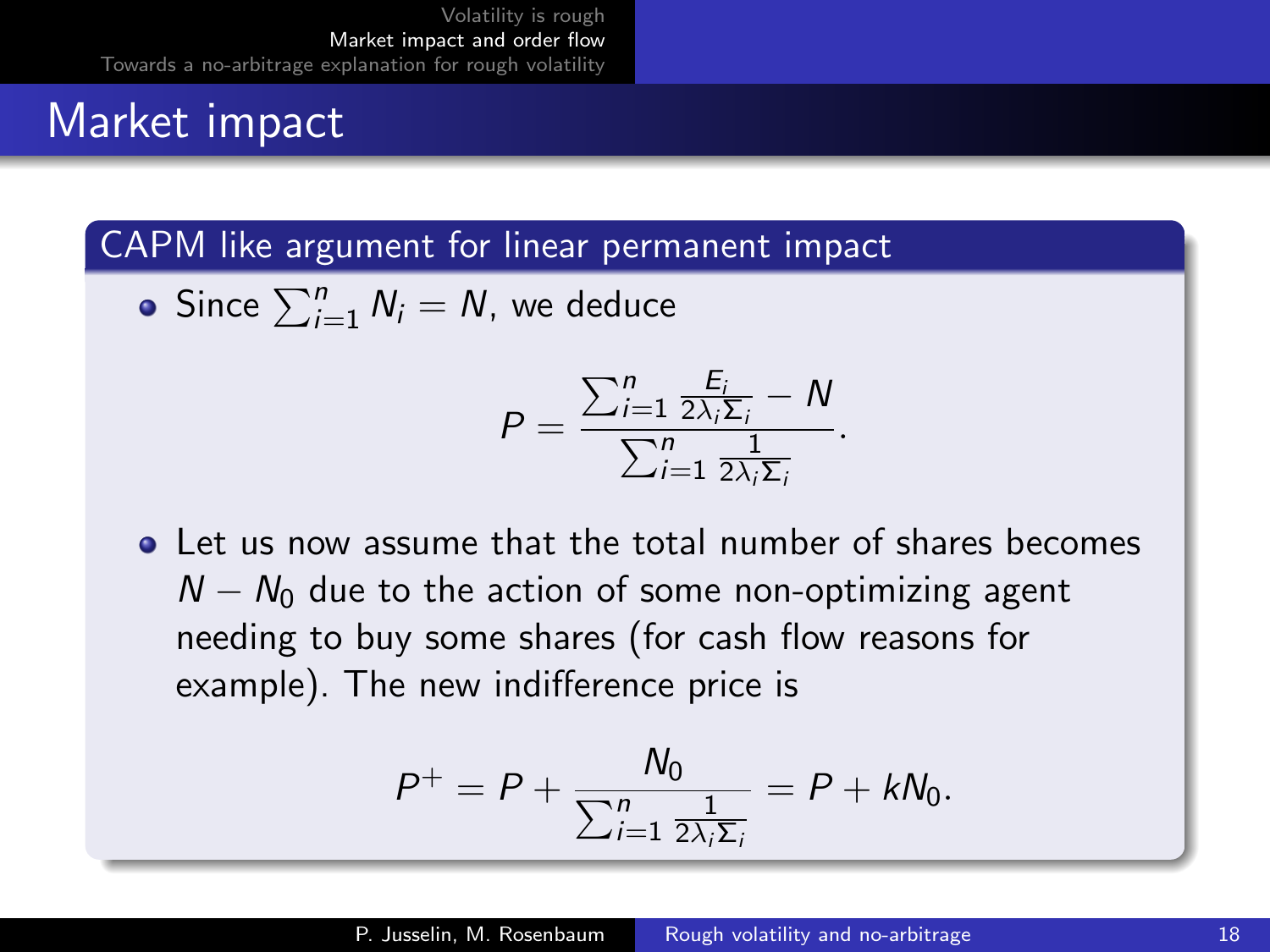# Market impact

## CAPM like argument for linear permanent impact

- Since $\sum_{i=1}^{n} N_i = N$, we deduce

$$P = \frac{\sum_{i=1}^{n} \frac{E_i}{2\lambda_i \Sigma_i} - N}{\sum_{i=1}^{n} \frac{1}{2\lambda_i \Sigma_i}}.$$

- Let us now assume that the total number of shares becomes $N - N_0$ due to the action of some non-optimizing agent needing to buy some shares (for cash flow reasons for example). The new indifference price is

$$P^{+} = P + \frac{N_0}{\sum_{i=1}^{n} \frac{1}{2\lambda_i \Sigma_i}} = P + kN_0.$$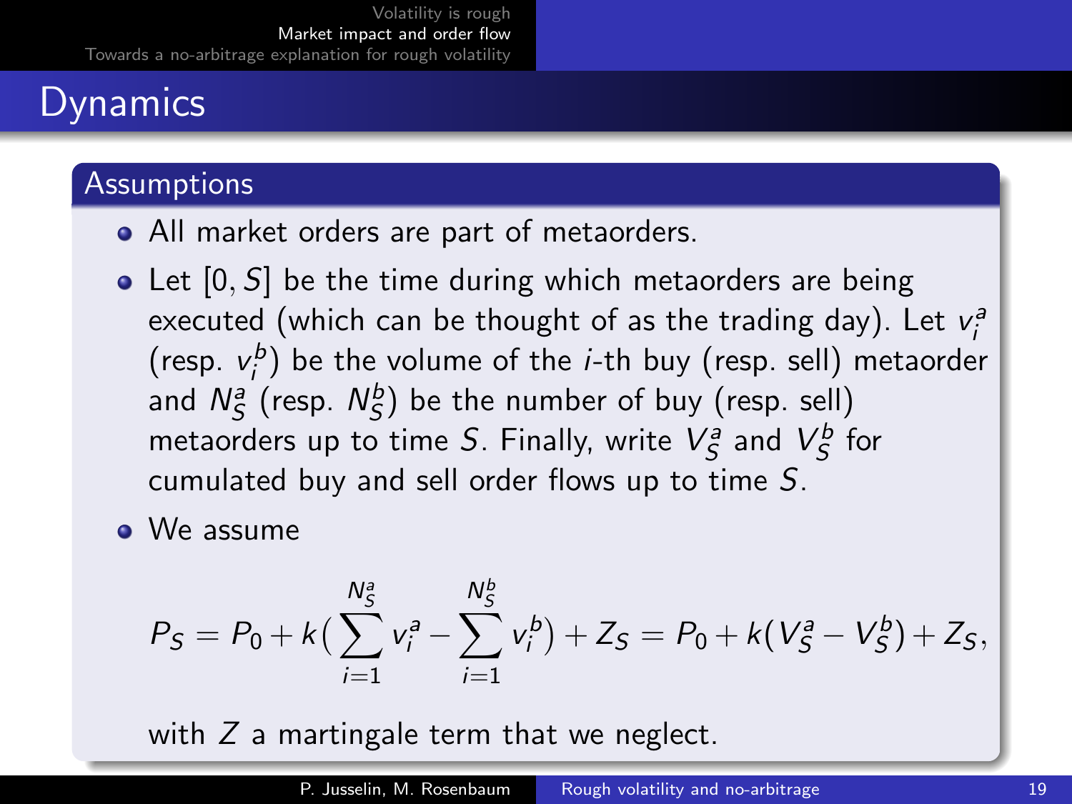# Dynamics

## Assumptions

- All market orders are part of metaorders.
- Let $[0, S]$ be the time during which metaorders are being executed (which can be thought of as the trading day). Let $v_i^a$ (resp. $v_i^b$) be the volume of the $i$-th buy (resp. sell) metaorder and $N_S^a$ (resp. $N_S^b$) be the number of buy (resp. sell) metaorders up to time $S$. Finally, write $V_S^a$ and $V_S^b$ for cumulated buy and sell order flows up to time $S$.
- We assume

$$P_S = P_0 + k\Big(\sum_{i=1}^{N_S^a} v_i^a - \sum_{i=1}^{N_S^b} v_i^b\Big) + Z_S = P_0 + k(V_S^a - V_S^b) + Z_S,$$

with $Z$ a martingale term that we neglect.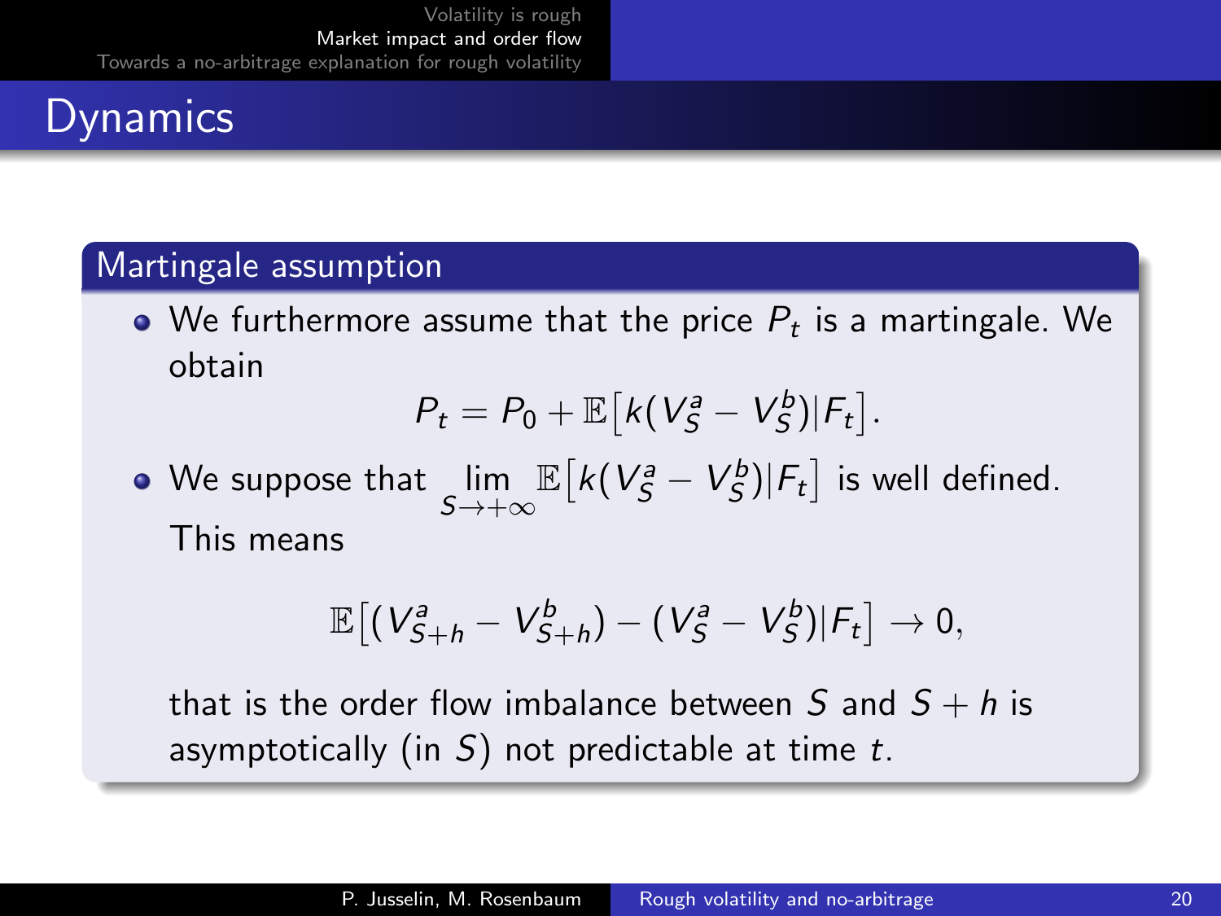# Dynamics

## Martingale assumption

- We furthermore assume that the price $P_t$ is a martingale. We obtain

$$P_t = P_0 + \mathbb{E}\big[k(V^a_S - V^b_S)|F_t\big].$$

- We suppose that $\lim\limits_{S \to +\infty} \mathbb{E}\big[k(V^a_S - V^b_S)|F_t\big]$ is well defined. This means

$$\mathbb{E}\big[(V^a_{S+h} - V^b_{S+h}) - (V^a_S - V^b_S)|F_t\big] \to 0,$$

that is the order flow imbalance between $S$ and $S + h$ is asymptotically (in $S$) not predictable at time $t$.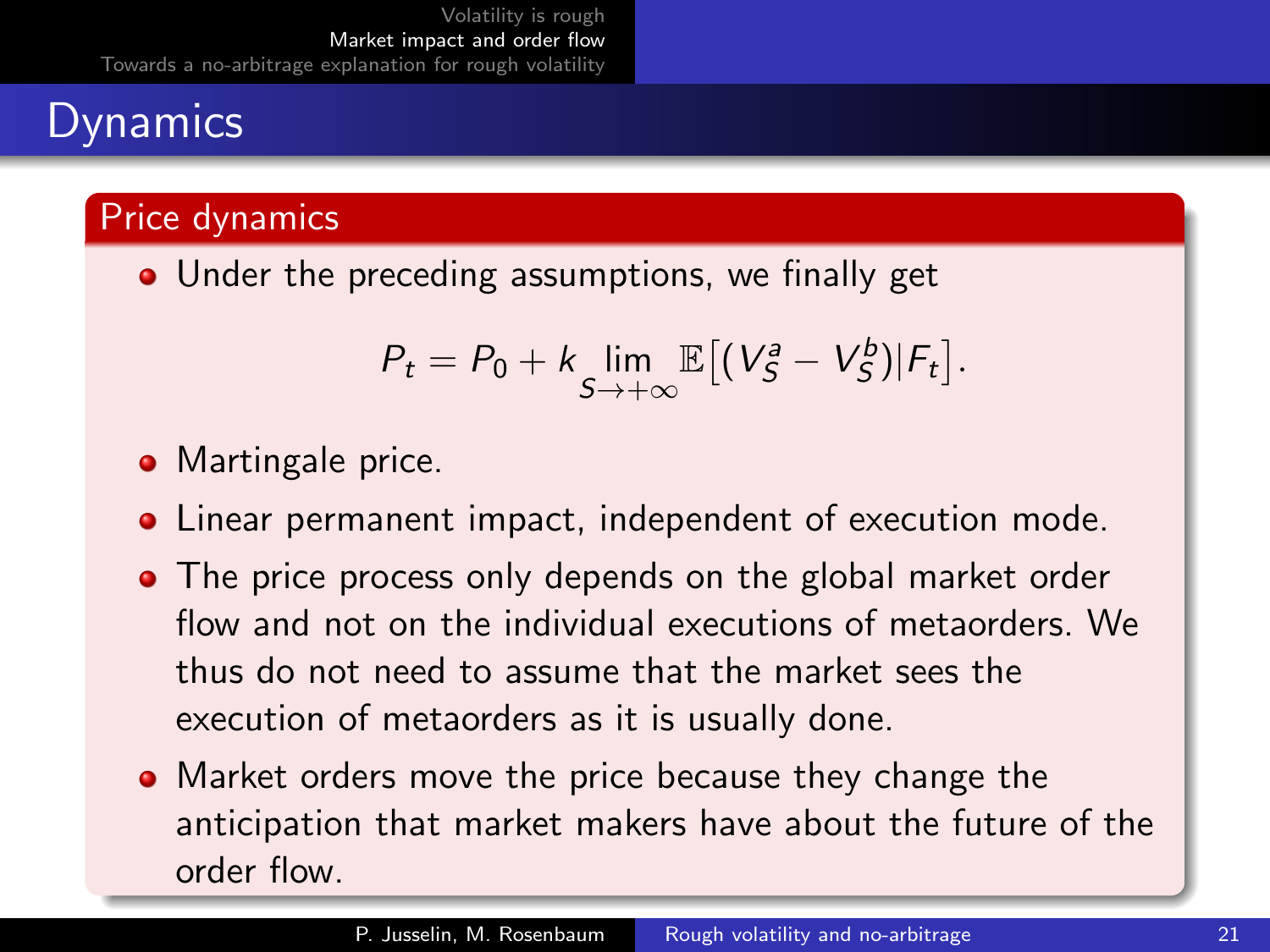# Dynamics

## Price dynamics

- Under the preceding assumptions, we finally get

$$P_t = P_0 + k \lim_{S \to +\infty} \mathbb{E}\big[(V_S^a - V_S^b) | F_t\big].$$

- Martingale price.
- Linear permanent impact, independent of execution mode.
- The price process only depends on the global market order flow and not on the individual executions of metaorders. We thus do not need to assume that the market sees the execution of metaorders as it is usually done.
- Market orders move the price because they change the anticipation that market makers have about the future of the order flow.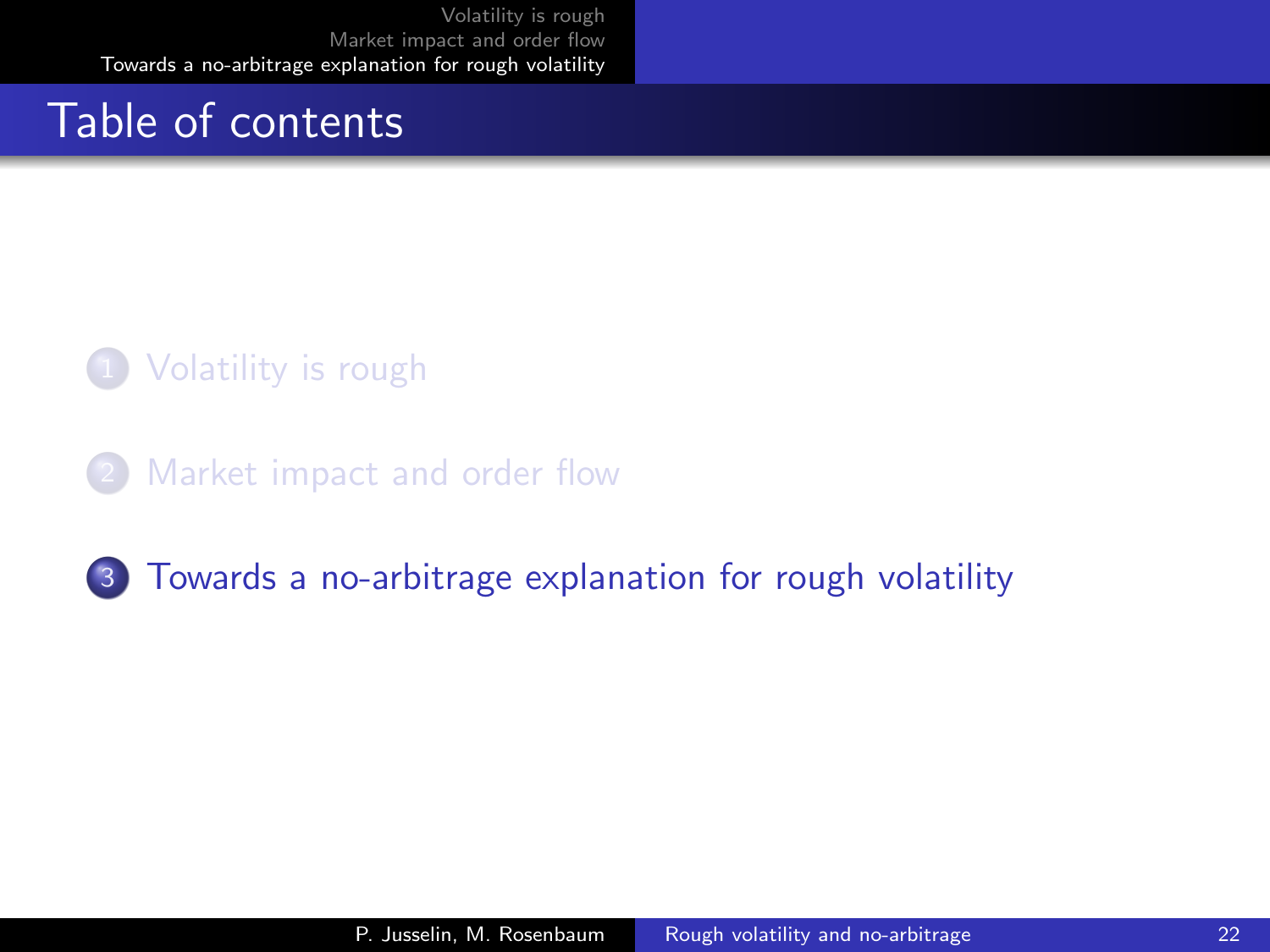# Table of contents

1. Volatility is rough
2. Market impact and order flow
3. Towards a no-arbitrage explanation for rough volatility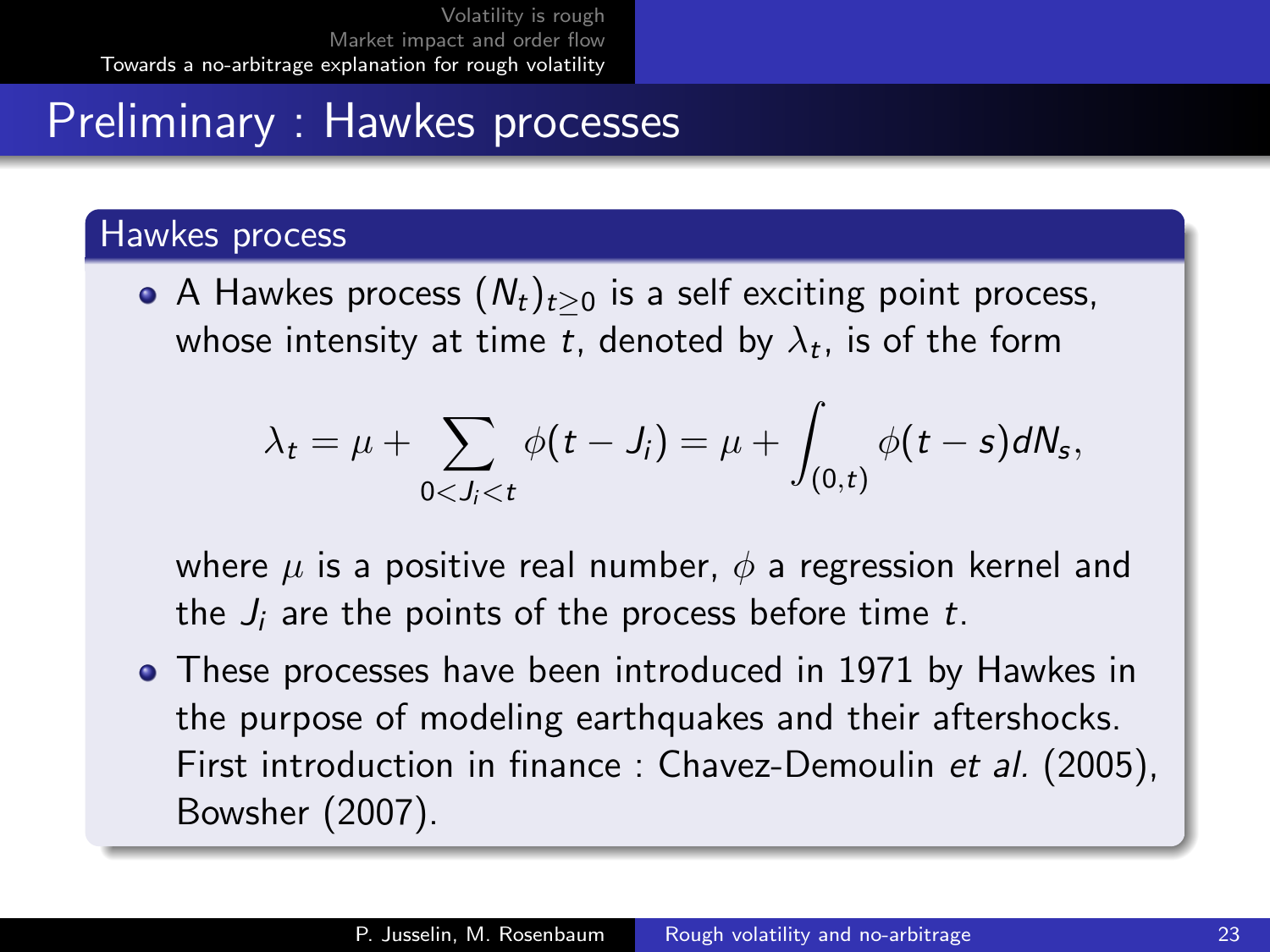# Preliminary : Hawkes processes

## Hawkes process

- A Hawkes process $(N_t)_{t \geq 0}$ is a self exciting point process, whose intensity at time $t$, denoted by $\lambda_t$, is of the form

$$\lambda_t = \mu + \sum_{0 < J_i < t} \phi(t - J_i) = \mu + \int_{(0,t)} \phi(t - s) dN_s,$$

  where $\mu$ is a positive real number, $\phi$ a regression kernel and the $J_i$ are the points of the process before time $t$.

- These processes have been introduced in 1971 by Hawkes in the purpose of modeling earthquakes and their aftershocks. First introduction in finance : Chavez-Demoulin *et al.* (2005), Bowsher (2007).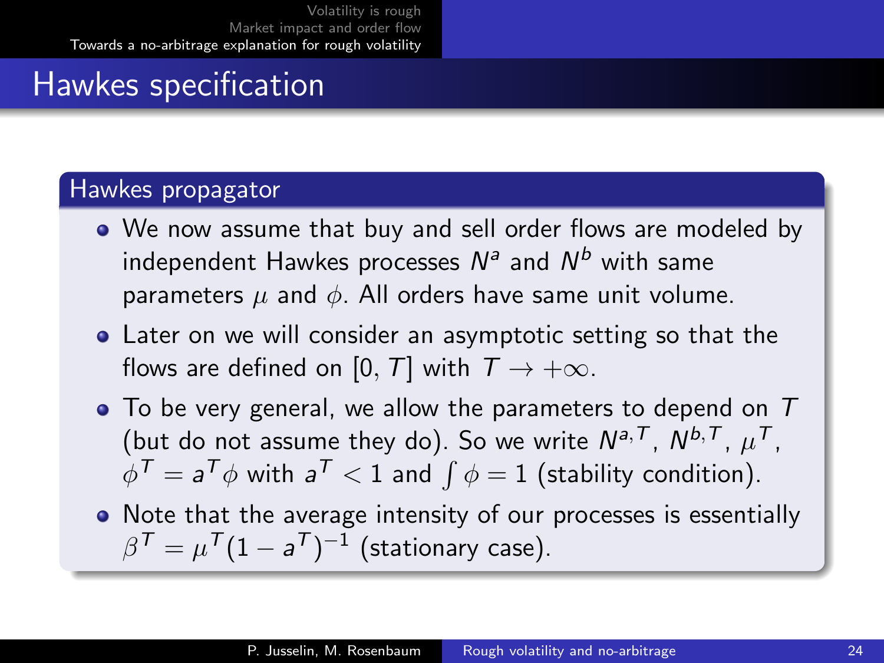# Hawkes specification

## Hawkes propagator

- We now assume that buy and sell order flows are modeled by independent Hawkes processes $N^a$ and $N^b$ with same parameters $\mu$ and $\phi$. All orders have same unit volume.
- Later on we will consider an asymptotic setting so that the flows are defined on $[0, T]$ with $T \to +\infty$.
- To be very general, we allow the parameters to depend on $T$ (but do not assume they do). So we write $N^{a,T}$, $N^{b,T}$, $\mu^T$, $\phi^T = a^T \phi$ with $a^T < 1$ and $\int \phi = 1$ (stability condition).
- Note that the average intensity of our processes is essentially $\beta^T = \mu^T (1 - a^T)^{-1}$ (stationary case).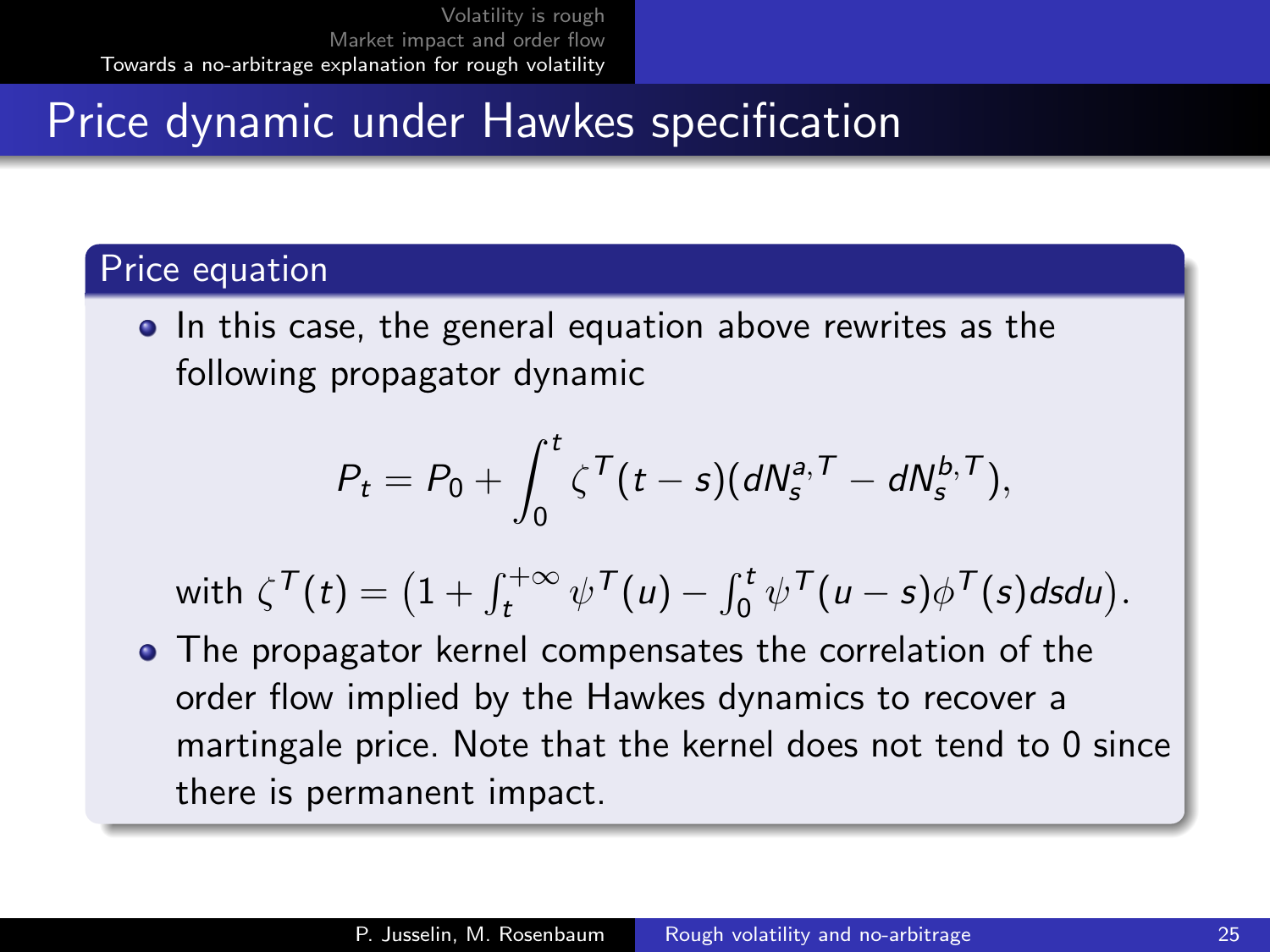# Price dynamic under Hawkes specification

## Price equation

- In this case, the general equation above rewrites as the following propagator dynamic

$$P_t = P_0 + \int_0^t \zeta^T(t-s)(dN_s^{a,T} - dN_s^{b,T}),$$

  with $\zeta^T(t) = \big(1 + \int_t^{+\infty} \psi^T(u) - \int_0^t \psi^T(u-s)\phi^T(s)dsdu\big)$.

- The propagator kernel compensates the correlation of the order flow implied by the Hawkes dynamics to recover a martingale price. Note that the kernel does not tend to 0 since there is permanent impact.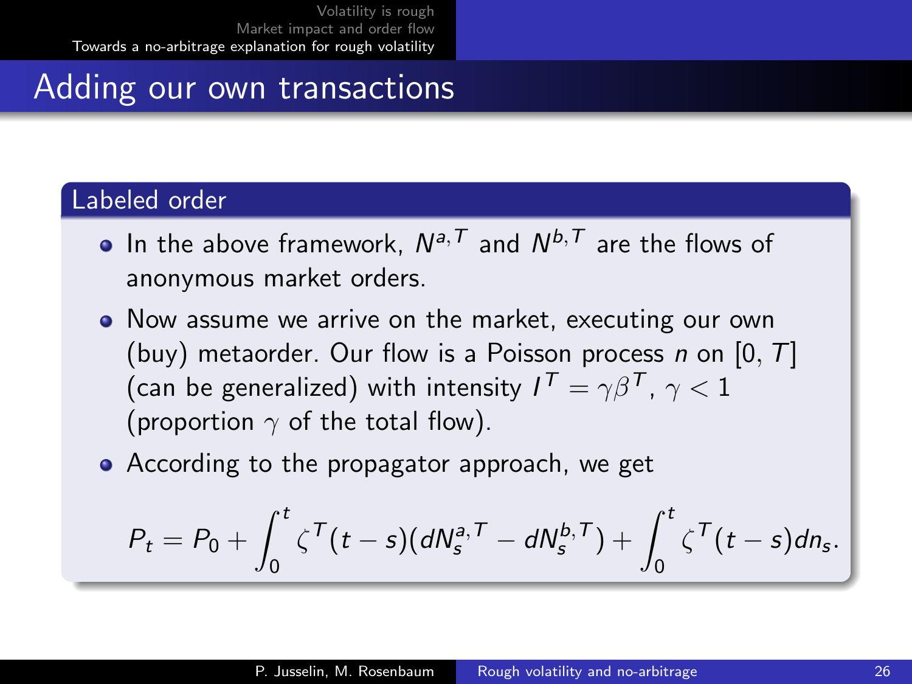# Adding our own transactions

### Labeled order

- In the above framework, $N^{a,T}$ and $N^{b,T}$ are the flows of anonymous market orders.
- Now assume we arrive on the market, executing our own (buy) metaorder. Our flow is a Poisson process $n$ on $[0, T]$ (can be generalized) with intensity $I^T = \gamma\beta^T$, $\gamma < 1$ (proportion $\gamma$ of the total flow).
- According to the propagator approach, we get

$$P_t = P_0 + \int_0^t \zeta^T(t-s)(dN_s^{a,T} - dN_s^{b,T}) + \int_0^t \zeta^T(t-s)dn_s.$$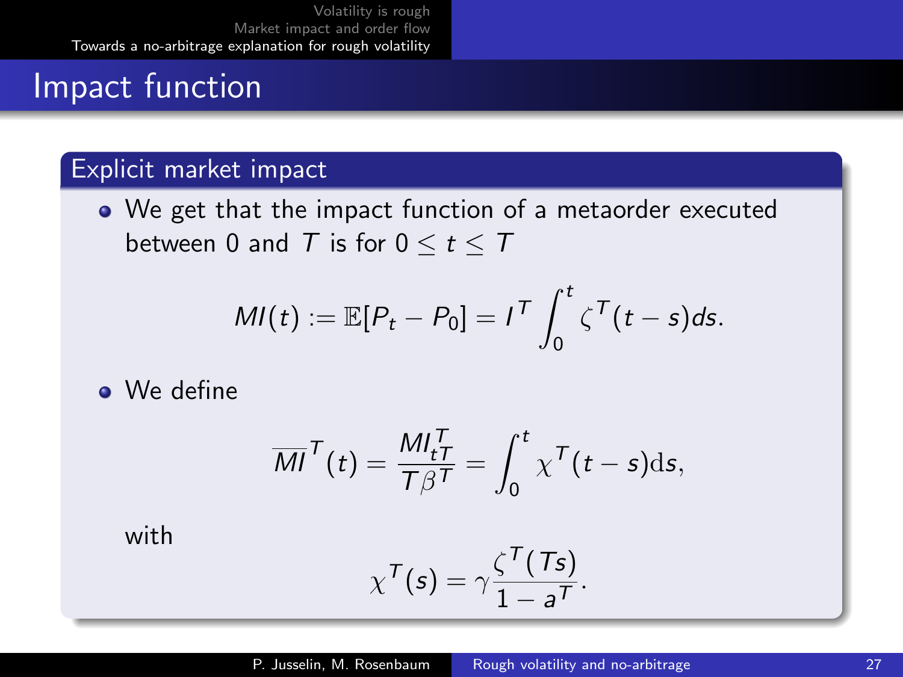# Impact function

## Explicit market impact

- We get that the impact function of a metaorder executed between 0 and $T$ is for $0 \leq t \leq T$

$$MI(t) := \mathbb{E}[P_t - P_0] = I^T \int_0^t \zeta^T(t-s)ds.$$

- We define

$$\overline{MI}^T(t) = \frac{MI_{tT}^T}{T\beta^T} = \int_0^t \chi^T(t-s)\mathrm{d}s,$$

with

$$\chi^T(s) = \gamma \frac{\zeta^T(Ts)}{1-a^T}.$$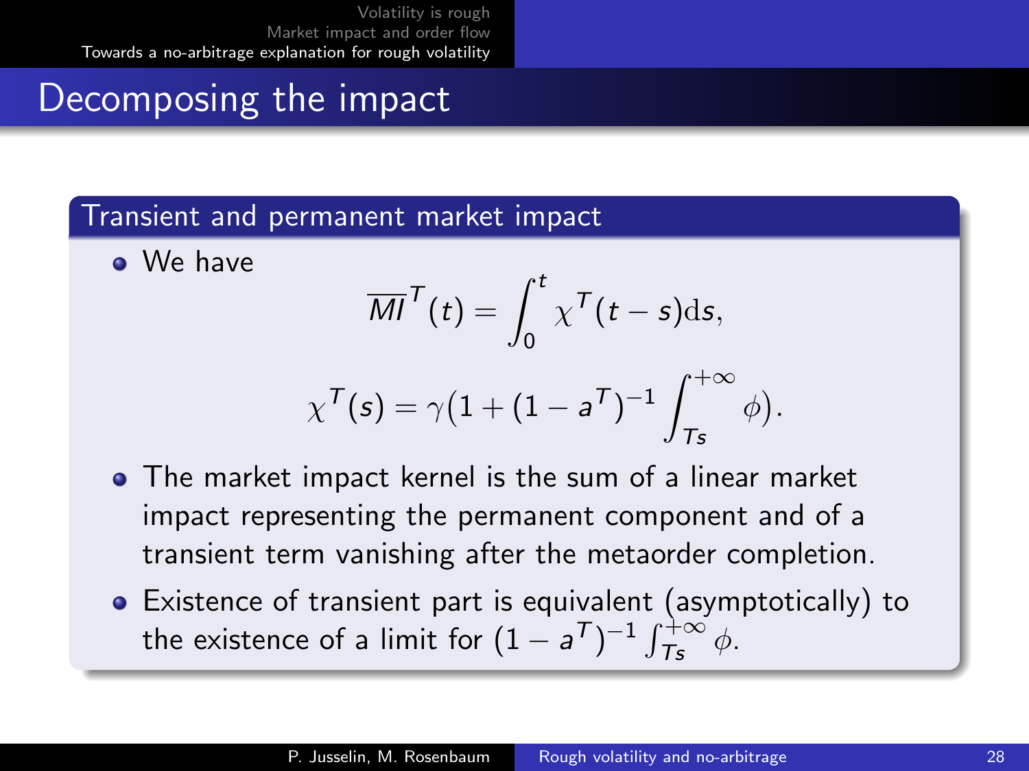# Decomposing the impact

### Transient and permanent market impact

- We have

$$\overline{MI}^T(t) = \int_0^t \chi^T(t-s)\mathrm{d}s,$$

$$\chi^T(s) = \gamma\big(1 + (1-a^T)^{-1}\int_{Ts}^{+\infty}\phi\big).$$

- The market impact kernel is the sum of a linear market impact representing the permanent component and of a transient term vanishing after the metaorder completion.
- Existence of transient part is equivalent (asymptotically) to the existence of a limit for $(1-a^T)^{-1}\int_{Ts}^{+\infty}\phi$.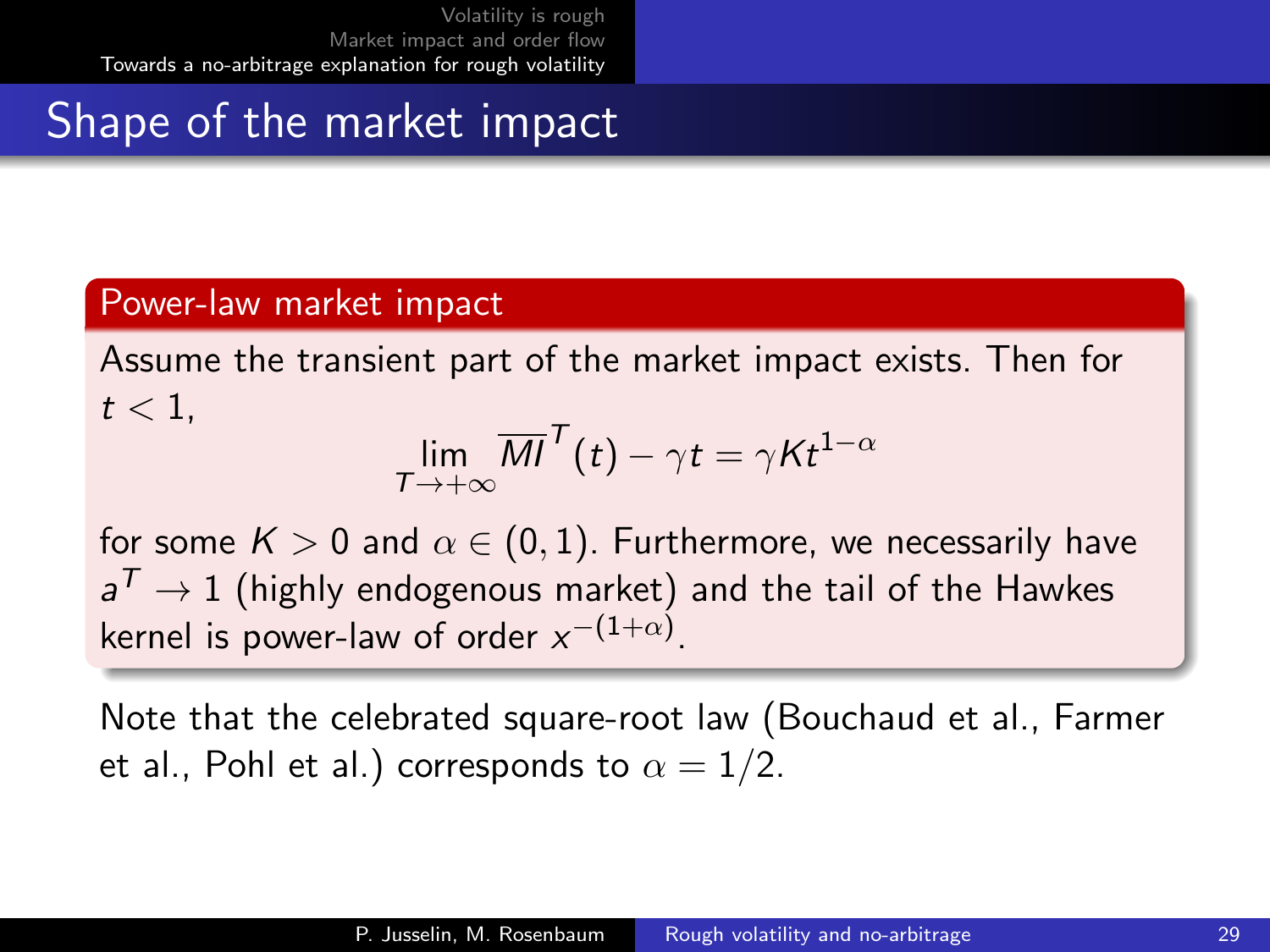## Shape of the market impact

**Power-law market impact**

Assume the transient part of the market impact exists. Then for $t < 1$,

$$\lim_{T \to +\infty} \overline{MI}^T(t) - \gamma t = \gamma K t^{1-\alpha}$$

for some $K > 0$ and $\alpha \in (0, 1)$. Furthermore, we necessarily have $a^T \to 1$ (highly endogenous market) and the tail of the Hawkes kernel is power-law of order $x^{-(1+\alpha)}$.

Note that the celebrated square-root law (Bouchaud et al., Farmer et al., Pohl et al.) corresponds to $\alpha = 1/2$.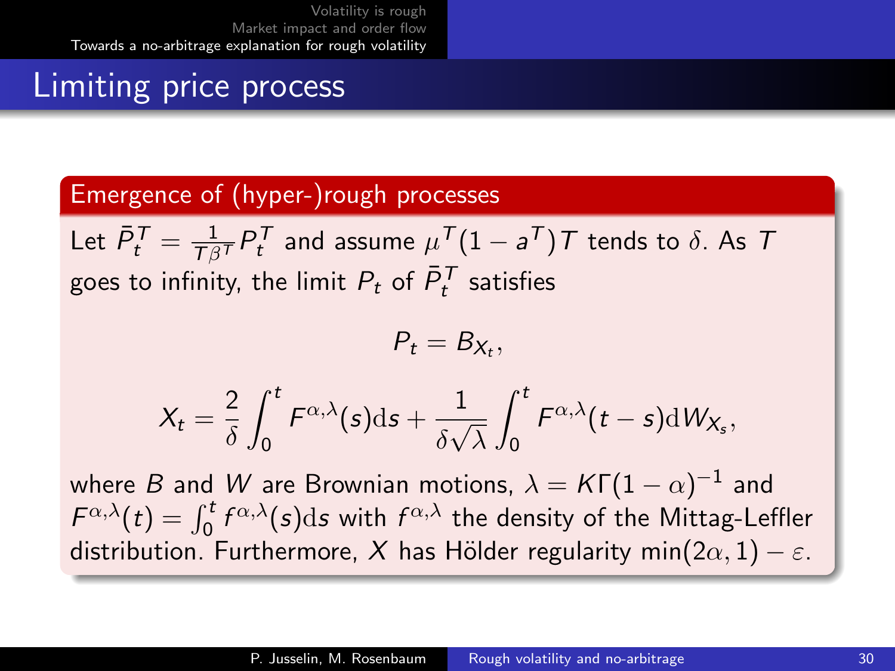# Limiting price process

### Emergence of (hyper-)rough processes

Let $\bar{P}_t^T = \frac{1}{T\beta^T} P_t^T$ and assume $\mu^T(1-a^T)T$ tends to $\delta$. As $T$ goes to infinity, the limit $P_t$ of $\bar{P}_t^T$ satisfies

$$P_t = B_{X_t},$$

$$X_t = \frac{2}{\delta}\int_0^t F^{\alpha,\lambda}(s)\mathrm{d}s + \frac{1}{\delta\sqrt{\lambda}}\int_0^t F^{\alpha,\lambda}(t-s)\mathrm{d}W_{X_s},$$

where $B$ and $W$ are Brownian motions, $\lambda = K\Gamma(1-\alpha)^{-1}$ and $F^{\alpha,\lambda}(t) = \int_0^t f^{\alpha,\lambda}(s)\mathrm{d}s$ with $f^{\alpha,\lambda}$ the density of the Mittag-Leffler distribution. Furthermore, $X$ has Hölder regularity $\min(2\alpha, 1) - \varepsilon$.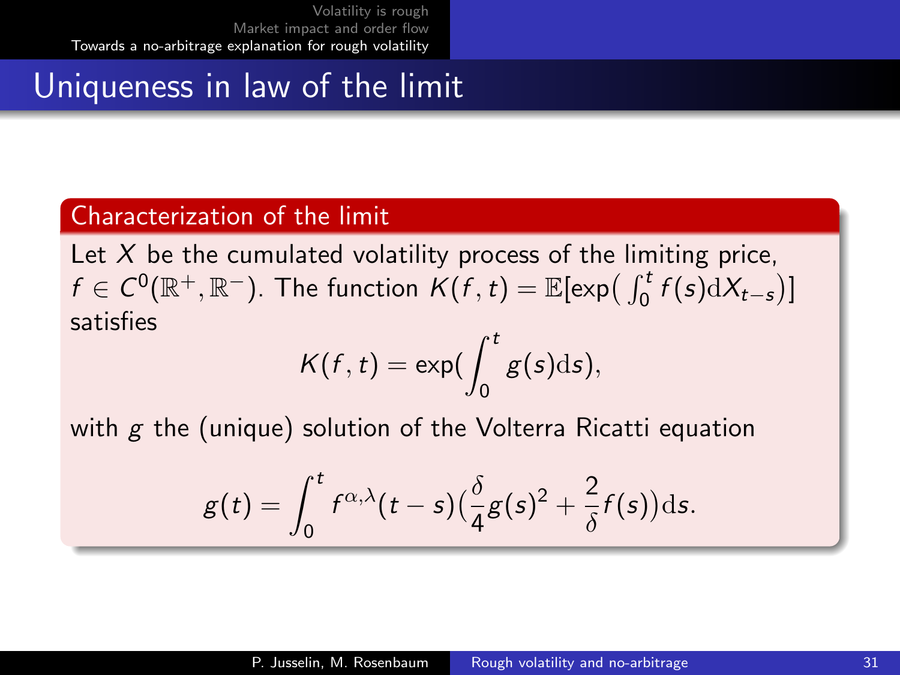# Uniqueness in law of the limit

### Characterization of the limit

Let $X$ be the cumulated volatility process of the limiting price, $f \in C^0(\mathbb{R}^+, \mathbb{R}^-)$. The function $K(f,t) = \mathbb{E}[\exp\big(\int_0^t f(s)\mathrm{d}X_{t-s}\big)]$ satisfies

$$K(f,t) = \exp\Big(\int_0^t g(s)\mathrm{d}s\Big),$$

with $g$ the (unique) solution of the Volterra Ricatti equation

$$g(t) = \int_0^t f^{\alpha,\lambda}(t-s)\Big(\frac{\delta}{4}g(s)^2 + \frac{2}{\delta}f(s)\Big)\mathrm{d}s.$$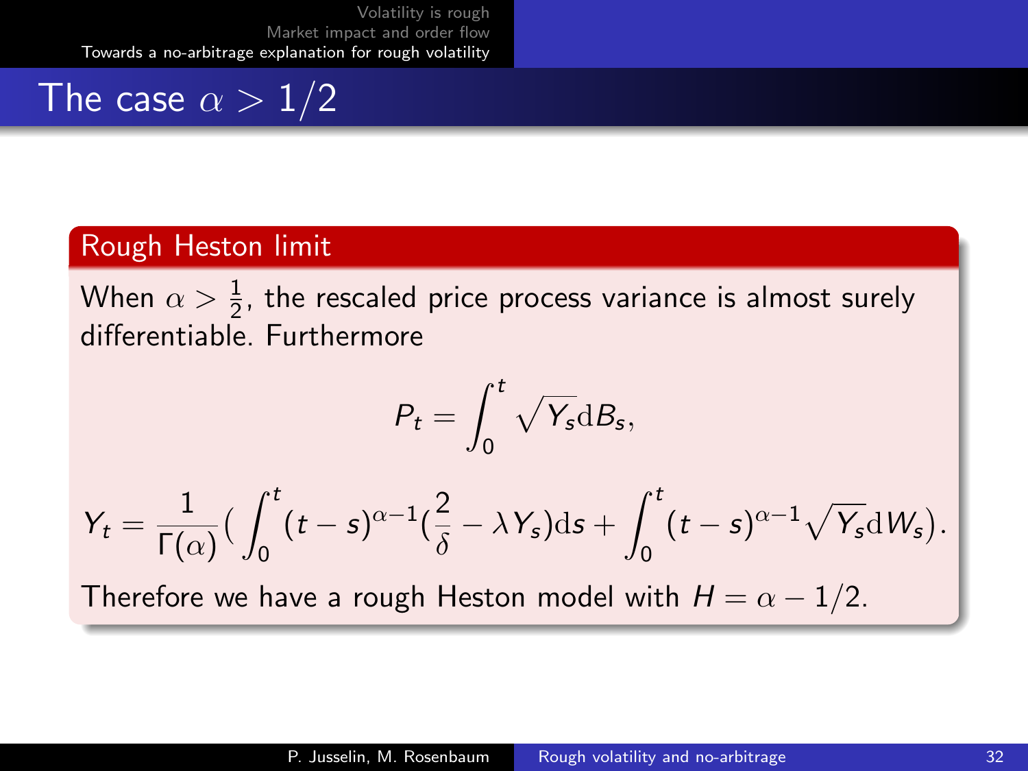# The case $\alpha > 1/2$

## Rough Heston limit

When $\alpha > \frac{1}{2}$, the rescaled price process variance is almost surely differentiable. Furthermore

$$P_t = \int_0^t \sqrt{Y_s} \mathrm{d}B_s,$$

$$Y_t = \frac{1}{\Gamma(\alpha)} \Big( \int_0^t (t-s)^{\alpha-1} \big(\frac{2}{\delta} - \lambda Y_s\big) \mathrm{d}s + \int_0^t (t-s)^{\alpha-1} \sqrt{Y_s} \mathrm{d}W_s \Big).$$

Therefore we have a rough Heston model with $H = \alpha - 1/2$.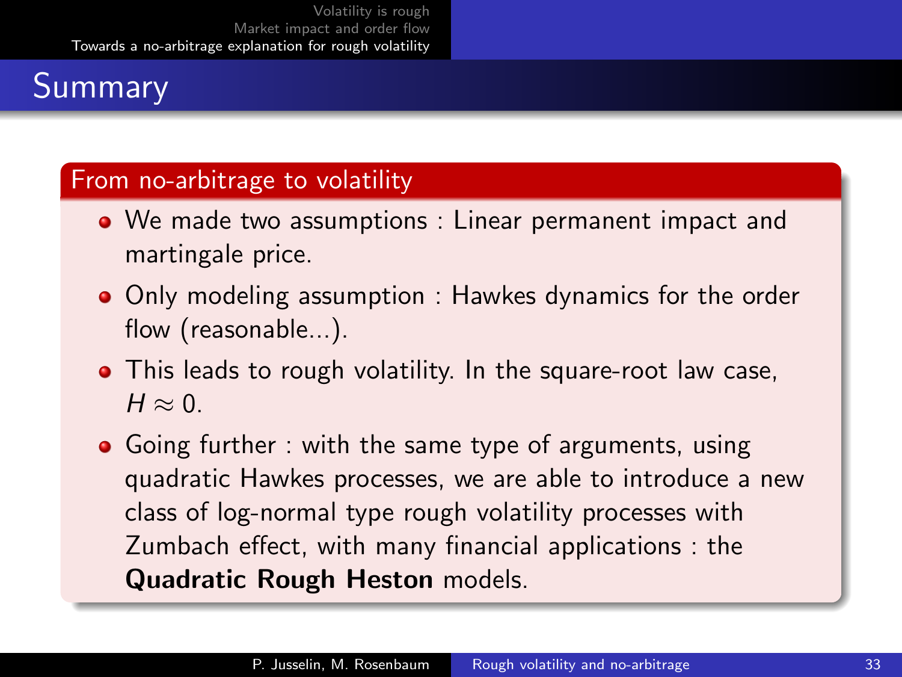## Summary

### From no-arbitrage to volatility

- We made two assumptions : Linear permanent impact and martingale price.
- Only modeling assumption : Hawkes dynamics for the order flow (reasonable...).
- This leads to rough volatility. In the square-root law case, $H \approx 0$.
- Going further : with the same type of arguments, using quadratic Hawkes processes, we are able to introduce a new class of log-normal type rough volatility processes with Zumbach effect, with many financial applications : the **Quadratic Rough Heston** models.